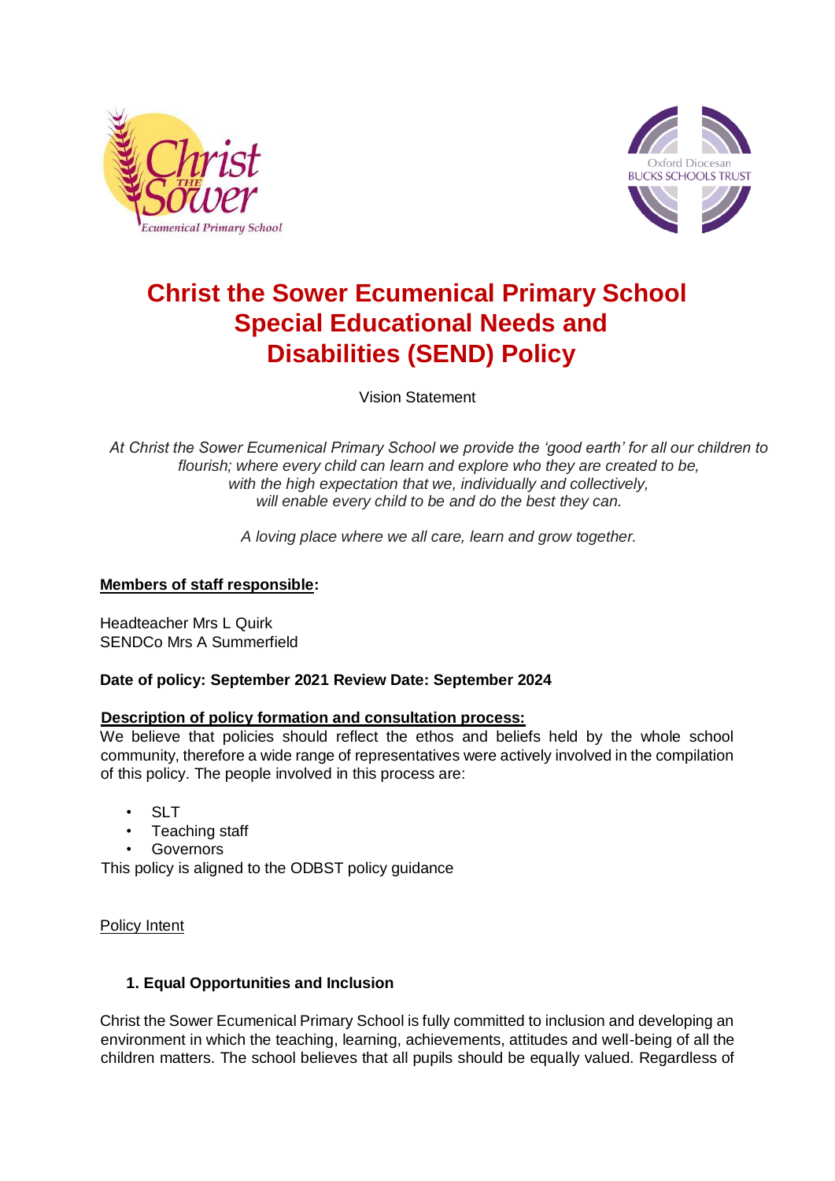# Christ the Sower Ecumenical Primary School Special Educational Needs and Disabilities (SEND) Policy

Vision Statement

*At Christ the Sower Ecumenical Primary School we provide the 'good earth' for all our children to flourish; where every child can learn and explore who they are created to be, with the high expectation that we, individually and collectively, will enable every child to be and do the best they can.*

*A loving place where we all care, learn and grow together.*

**Members of staff responsible:**

Headteacher Mrs L Quirk
SENDCo Mrs A Summerfield

**Date of policy: September 2021 Review Date: September 2024**

**Description of policy formation and consultation process:**

We believe that policies should reflect the ethos and beliefs held by the whole school community, therefore a wide range of representatives were actively involved in the compilation of this policy. The people involved in this process are:

- SLT
- Teaching staff
- Governors

This policy is aligned to the ODBST policy guidance

Policy Intent

### 1. Equal Opportunities and Inclusion

Christ the Sower Ecumenical Primary School is fully committed to inclusion and developing an environment in which the teaching, learning, achievements, attitudes and well-being of all the children matters. The school believes that all pupils should be equally valued. Regardless of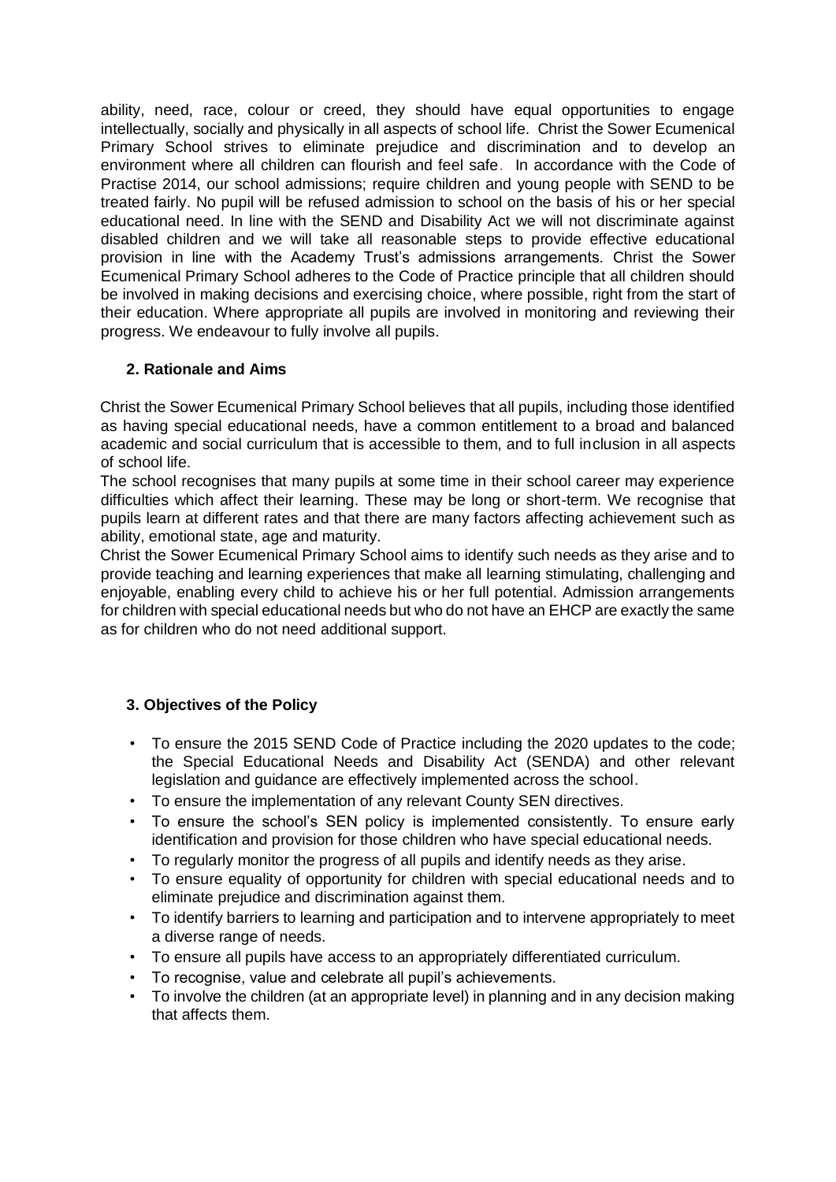ability, need, race, colour or creed, they should have equal opportunities to engage intellectually, socially and physically in all aspects of school life. Christ the Sower Ecumenical Primary School strives to eliminate prejudice and discrimination and to develop an environment where all children can flourish and feel safe. In accordance with the Code of Practise 2014, our school admissions; require children and young people with SEND to be treated fairly. No pupil will be refused admission to school on the basis of his or her special educational need. In line with the SEND and Disability Act we will not discriminate against disabled children and we will take all reasonable steps to provide effective educational provision in line with the Academy Trust's admissions arrangements. Christ the Sower Ecumenical Primary School adheres to the Code of Practice principle that all children should be involved in making decisions and exercising choice, where possible, right from the start of their education. Where appropriate all pupils are involved in monitoring and reviewing their progress. We endeavour to fully involve all pupils.

## 2. Rationale and Aims

Christ the Sower Ecumenical Primary School believes that all pupils, including those identified as having special educational needs, have a common entitlement to a broad and balanced academic and social curriculum that is accessible to them, and to full inclusion in all aspects of school life.

The school recognises that many pupils at some time in their school career may experience difficulties which affect their learning. These may be long or short-term. We recognise that pupils learn at different rates and that there are many factors affecting achievement such as ability, emotional state, age and maturity.

Christ the Sower Ecumenical Primary School aims to identify such needs as they arise and to provide teaching and learning experiences that make all learning stimulating, challenging and enjoyable, enabling every child to achieve his or her full potential. Admission arrangements for children with special educational needs but who do not have an EHCP are exactly the same as for children who do not need additional support.

## 3. Objectives of the Policy

- To ensure the 2015 SEND Code of Practice including the 2020 updates to the code; the Special Educational Needs and Disability Act (SENDA) and other relevant legislation and guidance are effectively implemented across the school.
- To ensure the implementation of any relevant County SEN directives.
- To ensure the school's SEN policy is implemented consistently. To ensure early identification and provision for those children who have special educational needs.
- To regularly monitor the progress of all pupils and identify needs as they arise.
- To ensure equality of opportunity for children with special educational needs and to eliminate prejudice and discrimination against them.
- To identify barriers to learning and participation and to intervene appropriately to meet a diverse range of needs.
- To ensure all pupils have access to an appropriately differentiated curriculum.
- To recognise, value and celebrate all pupil's achievements.
- To involve the children (at an appropriate level) in planning and in any decision making that affects them.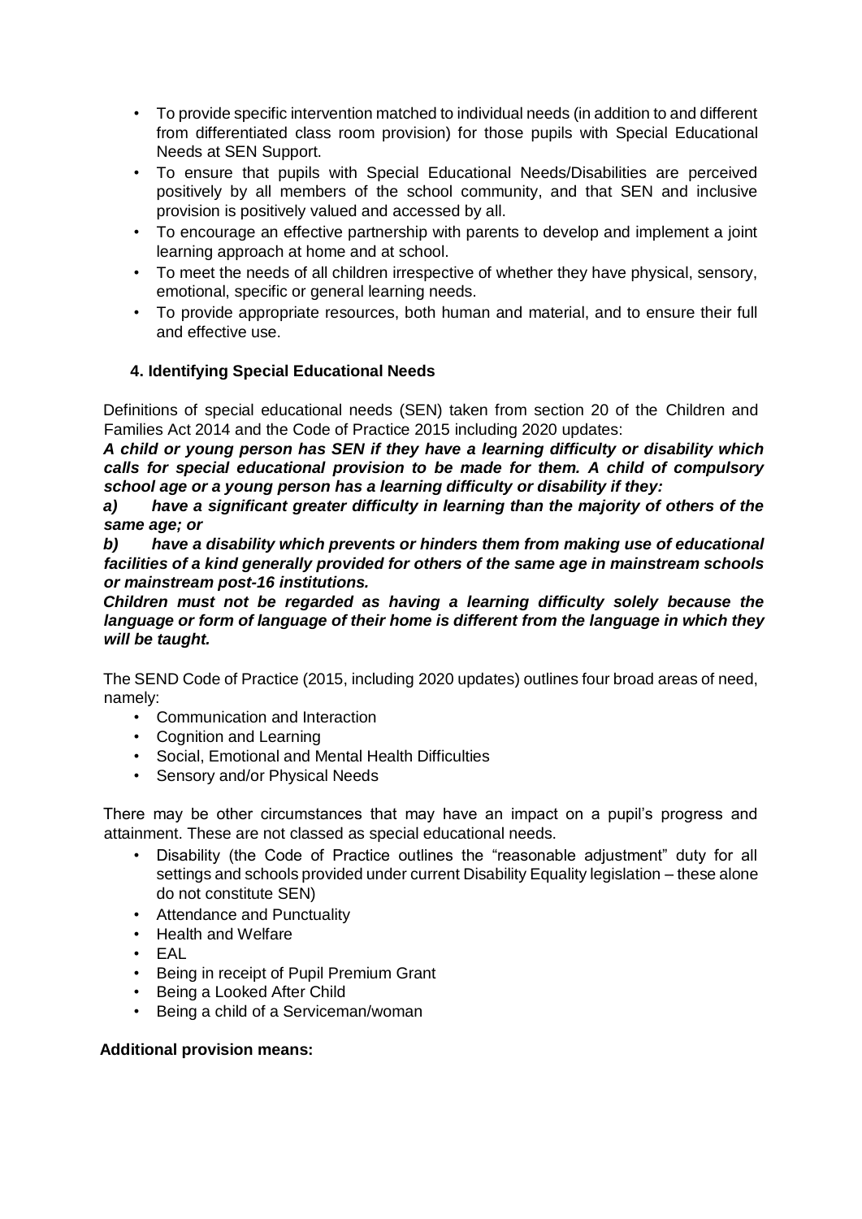- To provide specific intervention matched to individual needs (in addition to and different from differentiated class room provision) for those pupils with Special Educational Needs at SEN Support.
- To ensure that pupils with Special Educational Needs/Disabilities are perceived positively by all members of the school community, and that SEN and inclusive provision is positively valued and accessed by all.
- To encourage an effective partnership with parents to develop and implement a joint learning approach at home and at school.
- To meet the needs of all children irrespective of whether they have physical, sensory, emotional, specific or general learning needs.
- To provide appropriate resources, both human and material, and to ensure their full and effective use.

### 4. Identifying Special Educational Needs

Definitions of special educational needs (SEN) taken from section 20 of the Children and Families Act 2014 and the Code of Practice 2015 including 2020 updates:

***A child or young person has SEN if they have a learning difficulty or disability which calls for special educational provision to be made for them. A child of compulsory school age or a young person has a learning difficulty or disability if they:***

***a) have a significant greater difficulty in learning than the majority of others of the same age; or***

***b) have a disability which prevents or hinders them from making use of educational facilities of a kind generally provided for others of the same age in mainstream schools or mainstream post-16 institutions.***

***Children must not be regarded as having a learning difficulty solely because the language or form of language of their home is different from the language in which they will be taught.***

The SEND Code of Practice (2015, including 2020 updates) outlines four broad areas of need, namely:

- Communication and Interaction
- Cognition and Learning
- Social, Emotional and Mental Health Difficulties
- Sensory and/or Physical Needs

There may be other circumstances that may have an impact on a pupil's progress and attainment. These are not classed as special educational needs.

- Disability (the Code of Practice outlines the "reasonable adjustment" duty for all settings and schools provided under current Disability Equality legislation – these alone do not constitute SEN)
- Attendance and Punctuality
- Health and Welfare
- EAL
- Being in receipt of Pupil Premium Grant
- Being a Looked After Child
- Being a child of a Serviceman/woman

**Additional provision means:**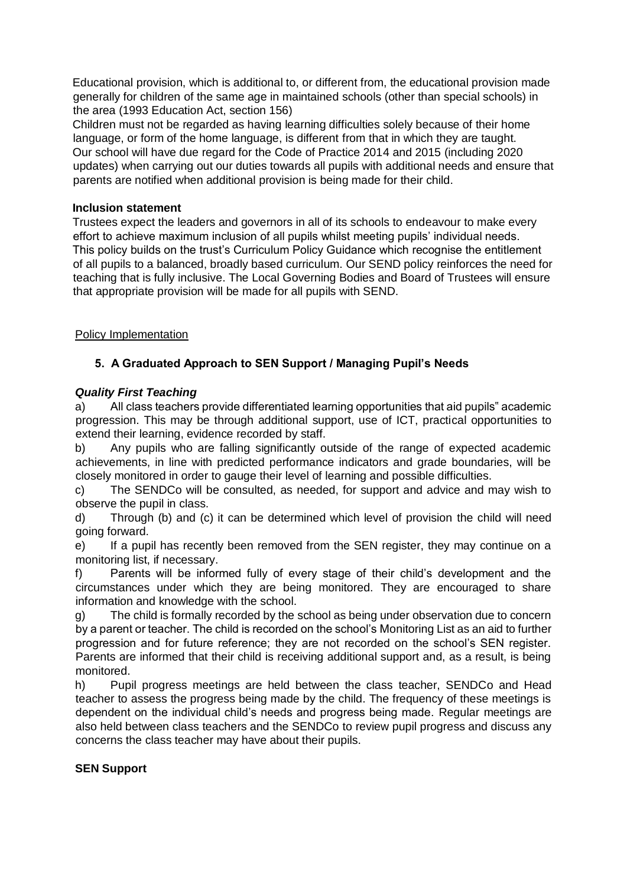Educational provision, which is additional to, or different from, the educational provision made generally for children of the same age in maintained schools (other than special schools) in the area (1993 Education Act, section 156)

Children must not be regarded as having learning difficulties solely because of their home language, or form of the home language, is different from that in which they are taught.

Our school will have due regard for the Code of Practice 2014 and 2015 (including 2020 updates) when carrying out our duties towards all pupils with additional needs and ensure that parents are notified when additional provision is being made for their child.

**Inclusion statement**

Trustees expect the leaders and governors in all of its schools to endeavour to make every effort to achieve maximum inclusion of all pupils whilst meeting pupils' individual needs.

This policy builds on the trust's Curriculum Policy Guidance which recognise the entitlement of all pupils to a balanced, broadly based curriculum. Our SEND policy reinforces the need for teaching that is fully inclusive. The Local Governing Bodies and Board of Trustees will ensure that appropriate provision will be made for all pupils with SEND.

Policy Implementation

## 5. A Graduated Approach to SEN Support / Managing Pupil's Needs

***Quality First Teaching***

a) All class teachers provide differentiated learning opportunities that aid pupils" academic progression. This may be through additional support, use of ICT, practical opportunities to extend their learning, evidence recorded by staff.

b) Any pupils who are falling significantly outside of the range of expected academic achievements, in line with predicted performance indicators and grade boundaries, will be closely monitored in order to gauge their level of learning and possible difficulties.

c) The SENDCo will be consulted, as needed, for support and advice and may wish to observe the pupil in class.

d) Through (b) and (c) it can be determined which level of provision the child will need going forward.

e) If a pupil has recently been removed from the SEN register, they may continue on a monitoring list, if necessary.

f) Parents will be informed fully of every stage of their child's development and the circumstances under which they are being monitored. They are encouraged to share information and knowledge with the school.

g) The child is formally recorded by the school as being under observation due to concern by a parent or teacher. The child is recorded on the school's Monitoring List as an aid to further progression and for future reference; they are not recorded on the school's SEN register. Parents are informed that their child is receiving additional support and, as a result, is being monitored.

h) Pupil progress meetings are held between the class teacher, SENDCo and Head teacher to assess the progress being made by the child. The frequency of these meetings is dependent on the individual child's needs and progress being made. Regular meetings are also held between class teachers and the SENDCo to review pupil progress and discuss any concerns the class teacher may have about their pupils.

**SEN Support**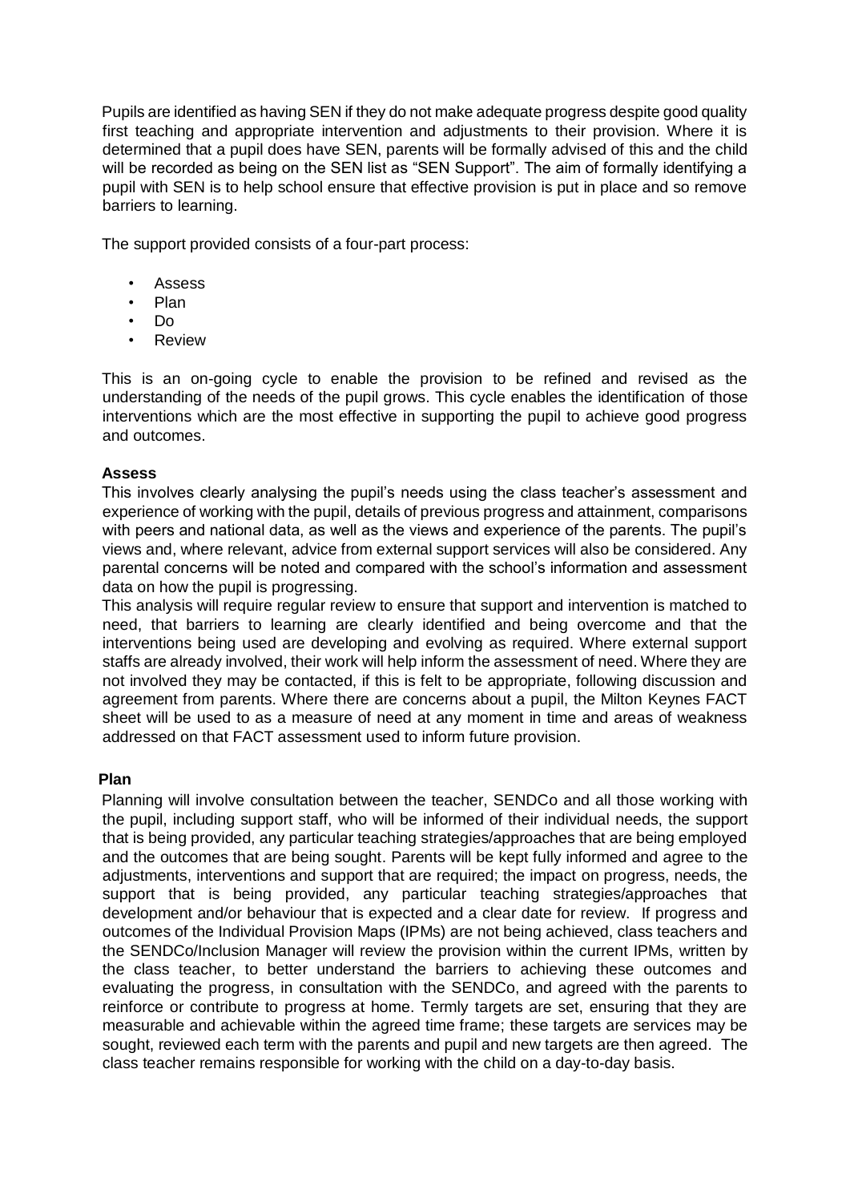Pupils are identified as having SEN if they do not make adequate progress despite good quality first teaching and appropriate intervention and adjustments to their provision. Where it is determined that a pupil does have SEN, parents will be formally advised of this and the child will be recorded as being on the SEN list as "SEN Support". The aim of formally identifying a pupil with SEN is to help school ensure that effective provision is put in place and so remove barriers to learning.

The support provided consists of a four-part process:

- Assess
- Plan
- Do
- Review

This is an on-going cycle to enable the provision to be refined and revised as the understanding of the needs of the pupil grows. This cycle enables the identification of those interventions which are the most effective in supporting the pupil to achieve good progress and outcomes.

**Assess**

This involves clearly analysing the pupil's needs using the class teacher's assessment and experience of working with the pupil, details of previous progress and attainment, comparisons with peers and national data, as well as the views and experience of the parents. The pupil's views and, where relevant, advice from external support services will also be considered. Any parental concerns will be noted and compared with the school's information and assessment data on how the pupil is progressing.

This analysis will require regular review to ensure that support and intervention is matched to need, that barriers to learning are clearly identified and being overcome and that the interventions being used are developing and evolving as required. Where external support staffs are already involved, their work will help inform the assessment of need. Where they are not involved they may be contacted, if this is felt to be appropriate, following discussion and agreement from parents. Where there are concerns about a pupil, the Milton Keynes FACT sheet will be used to as a measure of need at any moment in time and areas of weakness addressed on that FACT assessment used to inform future provision.

**Plan**

Planning will involve consultation between the teacher, SENDCo and all those working with the pupil, including support staff, who will be informed of their individual needs, the support that is being provided, any particular teaching strategies/approaches that are being employed and the outcomes that are being sought. Parents will be kept fully informed and agree to the adjustments, interventions and support that are required; the impact on progress, needs, the support that is being provided, any particular teaching strategies/approaches that development and/or behaviour that is expected and a clear date for review. If progress and outcomes of the Individual Provision Maps (IPMs) are not being achieved, class teachers and the SENDCo/Inclusion Manager will review the provision within the current IPMs, written by the class teacher, to better understand the barriers to achieving these outcomes and evaluating the progress, in consultation with the SENDCo, and agreed with the parents to reinforce or contribute to progress at home. Termly targets are set, ensuring that they are measurable and achievable within the agreed time frame; these targets are services may be sought, reviewed each term with the parents and pupil and new targets are then agreed. The class teacher remains responsible for working with the child on a day-to-day basis.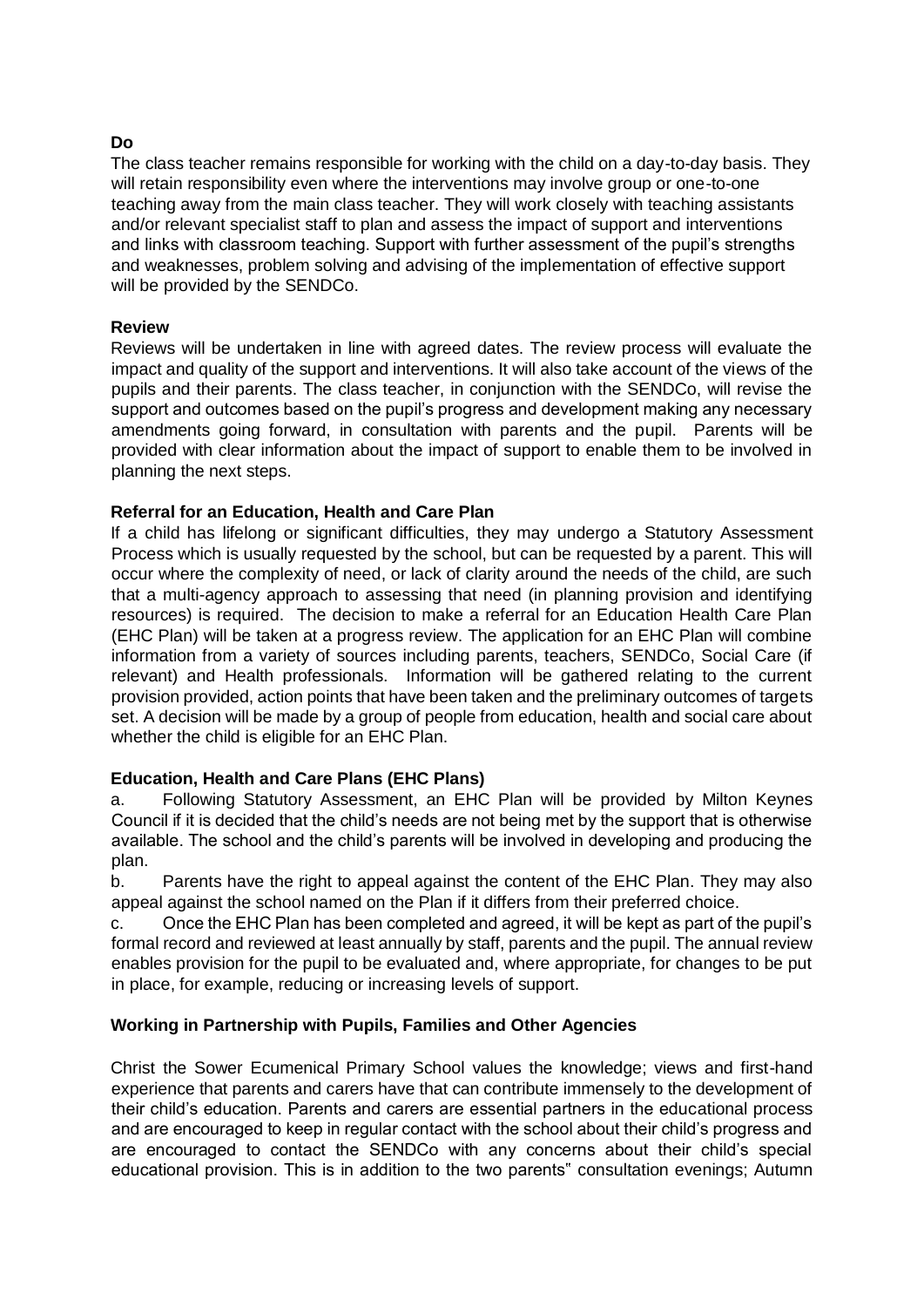**Do**

The class teacher remains responsible for working with the child on a day-to-day basis. They will retain responsibility even where the interventions may involve group or one-to-one teaching away from the main class teacher. They will work closely with teaching assistants and/or relevant specialist staff to plan and assess the impact of support and interventions and links with classroom teaching. Support with further assessment of the pupil's strengths and weaknesses, problem solving and advising of the implementation of effective support will be provided by the SENDCo.

**Review**

Reviews will be undertaken in line with agreed dates. The review process will evaluate the impact and quality of the support and interventions. It will also take account of the views of the pupils and their parents. The class teacher, in conjunction with the SENDCo, will revise the support and outcomes based on the pupil's progress and development making any necessary amendments going forward, in consultation with parents and the pupil. Parents will be provided with clear information about the impact of support to enable them to be involved in planning the next steps.

**Referral for an Education, Health and Care Plan**

If a child has lifelong or significant difficulties, they may undergo a Statutory Assessment Process which is usually requested by the school, but can be requested by a parent. This will occur where the complexity of need, or lack of clarity around the needs of the child, are such that a multi-agency approach to assessing that need (in planning provision and identifying resources) is required. The decision to make a referral for an Education Health Care Plan (EHC Plan) will be taken at a progress review. The application for an EHC Plan will combine information from a variety of sources including parents, teachers, SENDCo, Social Care (if relevant) and Health professionals. Information will be gathered relating to the current provision provided, action points that have been taken and the preliminary outcomes of targets set. A decision will be made by a group of people from education, health and social care about whether the child is eligible for an EHC Plan.

**Education, Health and Care Plans (EHC Plans)**

a. Following Statutory Assessment, an EHC Plan will be provided by Milton Keynes Council if it is decided that the child's needs are not being met by the support that is otherwise available. The school and the child's parents will be involved in developing and producing the plan.

b. Parents have the right to appeal against the content of the EHC Plan. They may also appeal against the school named on the Plan if it differs from their preferred choice.

c. Once the EHC Plan has been completed and agreed, it will be kept as part of the pupil's formal record and reviewed at least annually by staff, parents and the pupil. The annual review enables provision for the pupil to be evaluated and, where appropriate, for changes to be put in place, for example, reducing or increasing levels of support.

**Working in Partnership with Pupils, Families and Other Agencies**

Christ the Sower Ecumenical Primary School values the knowledge; views and first-hand experience that parents and carers have that can contribute immensely to the development of their child's education. Parents and carers are essential partners in the educational process and are encouraged to keep in regular contact with the school about their child's progress and are encouraged to contact the SENDCo with any concerns about their child's special educational provision. This is in addition to the two parents" consultation evenings; Autumn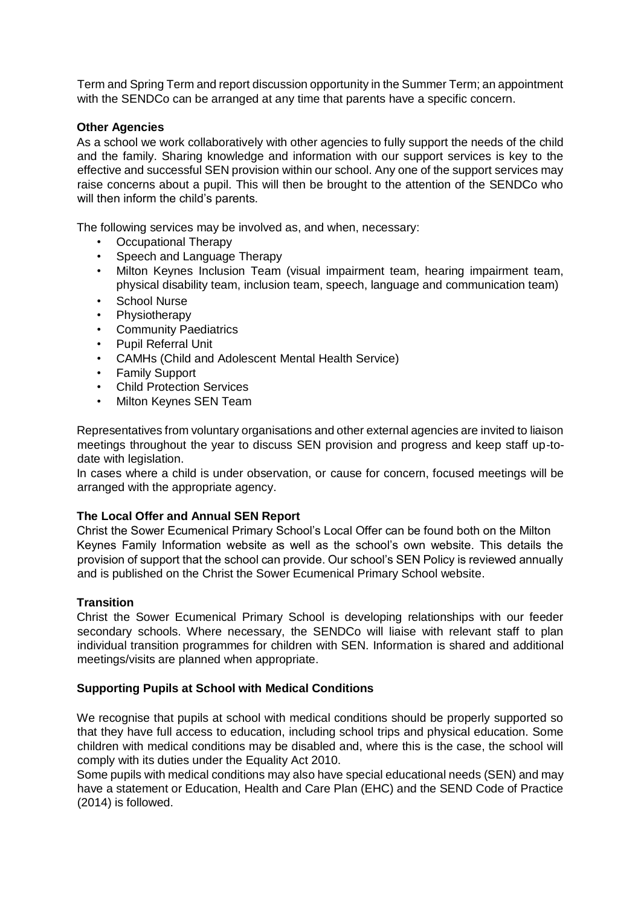Term and Spring Term and report discussion opportunity in the Summer Term; an appointment with the SENDCo can be arranged at any time that parents have a specific concern.

**Other Agencies**

As a school we work collaboratively with other agencies to fully support the needs of the child and the family. Sharing knowledge and information with our support services is key to the effective and successful SEN provision within our school. Any one of the support services may raise concerns about a pupil. This will then be brought to the attention of the SENDCo who will then inform the child's parents.

The following services may be involved as, and when, necessary:

- Occupational Therapy
- Speech and Language Therapy
- Milton Keynes Inclusion Team (visual impairment team, hearing impairment team, physical disability team, inclusion team, speech, language and communication team)
- School Nurse
- Physiotherapy
- Community Paediatrics
- Pupil Referral Unit
- CAMHs (Child and Adolescent Mental Health Service)
- Family Support
- Child Protection Services
- Milton Keynes SEN Team

Representatives from voluntary organisations and other external agencies are invited to liaison meetings throughout the year to discuss SEN provision and progress and keep staff up-to-date with legislation.

In cases where a child is under observation, or cause for concern, focused meetings will be arranged with the appropriate agency.

**The Local Offer and Annual SEN Report**

Christ the Sower Ecumenical Primary School's Local Offer can be found both on the Milton Keynes Family Information website as well as the school's own website. This details the provision of support that the school can provide. Our school's SEN Policy is reviewed annually and is published on the Christ the Sower Ecumenical Primary School website.

**Transition**

Christ the Sower Ecumenical Primary School is developing relationships with our feeder secondary schools. Where necessary, the SENDCo will liaise with relevant staff to plan individual transition programmes for children with SEN. Information is shared and additional meetings/visits are planned when appropriate.

**Supporting Pupils at School with Medical Conditions**

We recognise that pupils at school with medical conditions should be properly supported so that they have full access to education, including school trips and physical education. Some children with medical conditions may be disabled and, where this is the case, the school will comply with its duties under the Equality Act 2010.

Some pupils with medical conditions may also have special educational needs (SEN) and may have a statement or Education, Health and Care Plan (EHC) and the SEND Code of Practice (2014) is followed.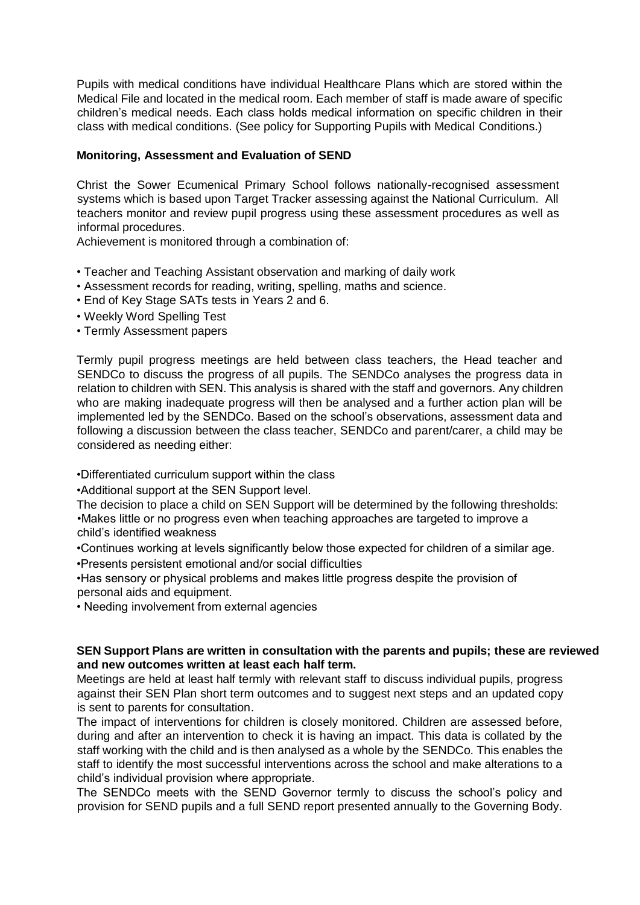Pupils with medical conditions have individual Healthcare Plans which are stored within the Medical File and located in the medical room. Each member of staff is made aware of specific children's medical needs. Each class holds medical information on specific children in their class with medical conditions. (See policy for Supporting Pupils with Medical Conditions.)

**Monitoring, Assessment and Evaluation of SEND**

Christ the Sower Ecumenical Primary School follows nationally-recognised assessment systems which is based upon Target Tracker assessing against the National Curriculum. All teachers monitor and review pupil progress using these assessment procedures as well as informal procedures.

Achievement is monitored through a combination of:

- Teacher and Teaching Assistant observation and marking of daily work
- Assessment records for reading, writing, spelling, maths and science.
- End of Key Stage SATs tests in Years 2 and 6.
- Weekly Word Spelling Test
- Termly Assessment papers

Termly pupil progress meetings are held between class teachers, the Head teacher and SENDCo to discuss the progress of all pupils. The SENDCo analyses the progress data in relation to children with SEN. This analysis is shared with the staff and governors. Any children who are making inadequate progress will then be analysed and a further action plan will be implemented led by the SENDCo. Based on the school's observations, assessment data and following a discussion between the class teacher, SENDCo and parent/carer, a child may be considered as needing either:

- Differentiated curriculum support within the class
- Additional support at the SEN Support level.

The decision to place a child on SEN Support will be determined by the following thresholds:

- Makes little or no progress even when teaching approaches are targeted to improve a child's identified weakness
- Continues working at levels significantly below those expected for children of a similar age.
- Presents persistent emotional and/or social difficulties
- Has sensory or physical problems and makes little progress despite the provision of personal aids and equipment.
- Needing involvement from external agencies

**SEN Support Plans are written in consultation with the parents and pupils; these are reviewed and new outcomes written at least each half term.**

Meetings are held at least half termly with relevant staff to discuss individual pupils, progress against their SEN Plan short term outcomes and to suggest next steps and an updated copy is sent to parents for consultation.

The impact of interventions for children is closely monitored. Children are assessed before, during and after an intervention to check it is having an impact. This data is collated by the staff working with the child and is then analysed as a whole by the SENDCo. This enables the staff to identify the most successful interventions across the school and make alterations to a child's individual provision where appropriate.

The SENDCo meets with the SEND Governor termly to discuss the school's policy and provision for SEND pupils and a full SEND report presented annually to the Governing Body.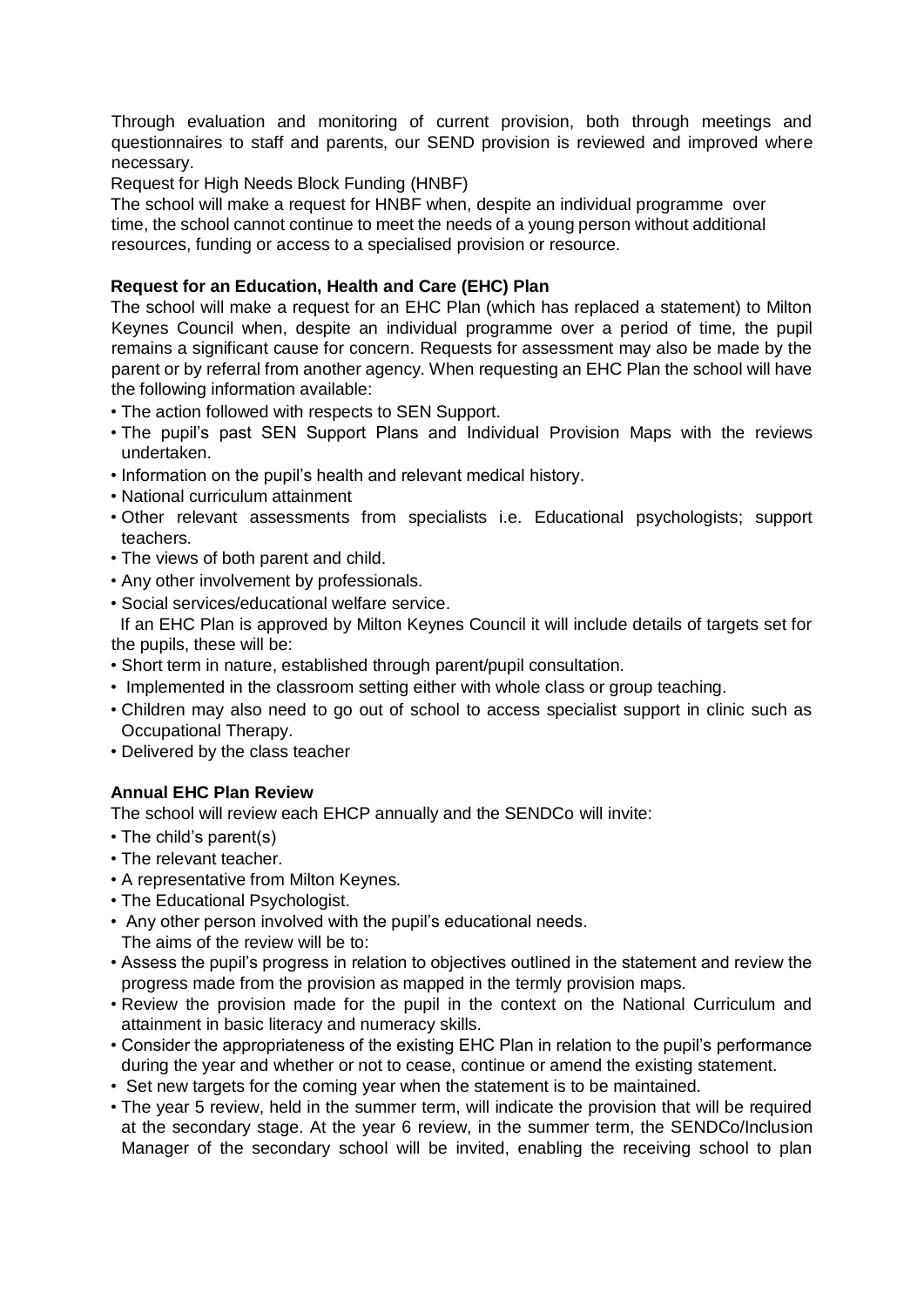Through evaluation and monitoring of current provision, both through meetings and questionnaires to staff and parents, our SEND provision is reviewed and improved where necessary.

Request for High Needs Block Funding (HNBF)

The school will make a request for HNBF when, despite an individual programme over time, the school cannot continue to meet the needs of a young person without additional resources, funding or access to a specialised provision or resource.

**Request for an Education, Health and Care (EHC) Plan**

The school will make a request for an EHC Plan (which has replaced a statement) to Milton Keynes Council when, despite an individual programme over a period of time, the pupil remains a significant cause for concern. Requests for assessment may also be made by the parent or by referral from another agency. When requesting an EHC Plan the school will have the following information available:

- The action followed with respects to SEN Support.
- The pupil's past SEN Support Plans and Individual Provision Maps with the reviews undertaken.
- Information on the pupil's health and relevant medical history.
- National curriculum attainment
- Other relevant assessments from specialists i.e. Educational psychologists; support teachers.
- The views of both parent and child.
- Any other involvement by professionals.
- Social services/educational welfare service.

If an EHC Plan is approved by Milton Keynes Council it will include details of targets set for the pupils, these will be:

- Short term in nature, established through parent/pupil consultation.
- Implemented in the classroom setting either with whole class or group teaching.
- Children may also need to go out of school to access specialist support in clinic such as Occupational Therapy.
- Delivered by the class teacher

**Annual EHC Plan Review**

The school will review each EHCP annually and the SENDCo will invite:

- The child's parent(s)
- The relevant teacher.
- A representative from Milton Keynes.
- The Educational Psychologist.
- Any other person involved with the pupil's educational needs.

The aims of the review will be to:

- Assess the pupil's progress in relation to objectives outlined in the statement and review the progress made from the provision as mapped in the termly provision maps.
- Review the provision made for the pupil in the context on the National Curriculum and attainment in basic literacy and numeracy skills.
- Consider the appropriateness of the existing EHC Plan in relation to the pupil's performance during the year and whether or not to cease, continue or amend the existing statement.
- Set new targets for the coming year when the statement is to be maintained.
- The year 5 review, held in the summer term, will indicate the provision that will be required at the secondary stage. At the year 6 review, in the summer term, the SENDCo/Inclusion Manager of the secondary school will be invited, enabling the receiving school to plan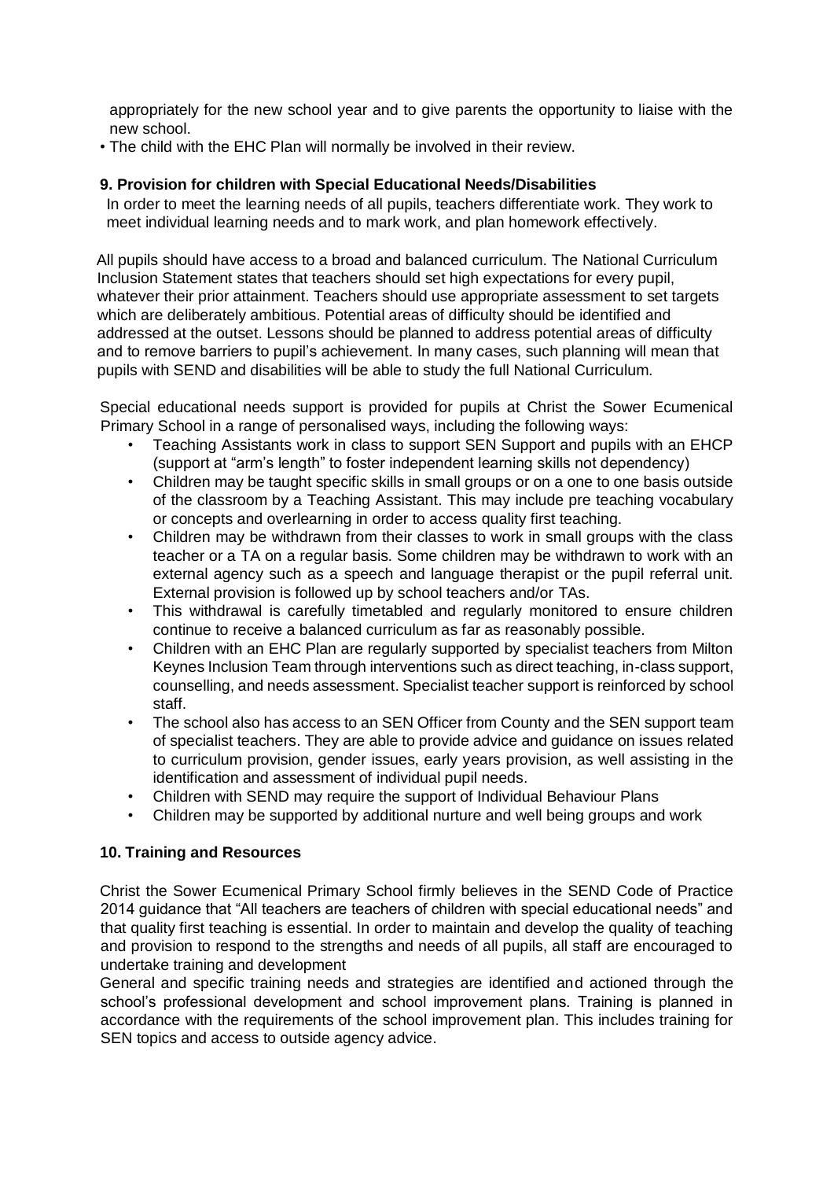appropriately for the new school year and to give parents the opportunity to liaise with the new school.

- The child with the EHC Plan will normally be involved in their review.

## 9. Provision for children with Special Educational Needs/Disabilities

In order to meet the learning needs of all pupils, teachers differentiate work. They work to meet individual learning needs and to mark work, and plan homework effectively.

All pupils should have access to a broad and balanced curriculum. The National Curriculum Inclusion Statement states that teachers should set high expectations for every pupil, whatever their prior attainment. Teachers should use appropriate assessment to set targets which are deliberately ambitious. Potential areas of difficulty should be identified and addressed at the outset. Lessons should be planned to address potential areas of difficulty and to remove barriers to pupil's achievement. In many cases, such planning will mean that pupils with SEND and disabilities will be able to study the full National Curriculum.

Special educational needs support is provided for pupils at Christ the Sower Ecumenical Primary School in a range of personalised ways, including the following ways:

- Teaching Assistants work in class to support SEN Support and pupils with an EHCP (support at "arm's length" to foster independent learning skills not dependency)
- Children may be taught specific skills in small groups or on a one to one basis outside of the classroom by a Teaching Assistant. This may include pre teaching vocabulary or concepts and overlearning in order to access quality first teaching.
- Children may be withdrawn from their classes to work in small groups with the class teacher or a TA on a regular basis. Some children may be withdrawn to work with an external agency such as a speech and language therapist or the pupil referral unit. External provision is followed up by school teachers and/or TAs.
- This withdrawal is carefully timetabled and regularly monitored to ensure children continue to receive a balanced curriculum as far as reasonably possible.
- Children with an EHC Plan are regularly supported by specialist teachers from Milton Keynes Inclusion Team through interventions such as direct teaching, in-class support, counselling, and needs assessment. Specialist teacher support is reinforced by school staff.
- The school also has access to an SEN Officer from County and the SEN support team of specialist teachers. They are able to provide advice and guidance on issues related to curriculum provision, gender issues, early years provision, as well assisting in the identification and assessment of individual pupil needs.
- Children with SEND may require the support of Individual Behaviour Plans
- Children may be supported by additional nurture and well being groups and work

## 10. Training and Resources

Christ the Sower Ecumenical Primary School firmly believes in the SEND Code of Practice 2014 guidance that "All teachers are teachers of children with special educational needs" and that quality first teaching is essential. In order to maintain and develop the quality of teaching and provision to respond to the strengths and needs of all pupils, all staff are encouraged to undertake training and development

General and specific training needs and strategies are identified and actioned through the school's professional development and school improvement plans. Training is planned in accordance with the requirements of the school improvement plan. This includes training for SEN topics and access to outside agency advice.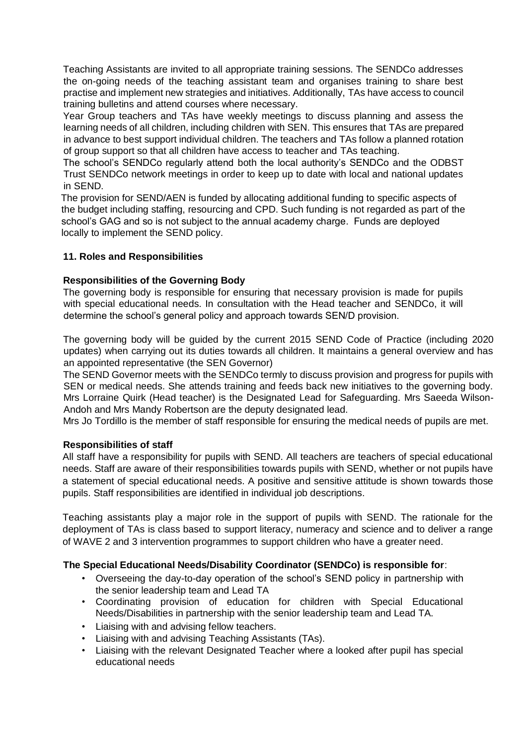Teaching Assistants are invited to all appropriate training sessions. The SENDCo addresses the on-going needs of the teaching assistant team and organises training to share best practise and implement new strategies and initiatives. Additionally, TAs have access to council training bulletins and attend courses where necessary.

Year Group teachers and TAs have weekly meetings to discuss planning and assess the learning needs of all children, including children with SEN. This ensures that TAs are prepared in advance to best support individual children. The teachers and TAs follow a planned rotation of group support so that all children have access to teacher and TAs teaching.

The school's SENDCo regularly attend both the local authority's SENDCo and the ODBST Trust SENDCo network meetings in order to keep up to date with local and national updates in SEND.

The provision for SEND/AEN is funded by allocating additional funding to specific aspects of the budget including staffing, resourcing and CPD. Such funding is not regarded as part of the school's GAG and so is not subject to the annual academy charge. Funds are deployed locally to implement the SEND policy.

## 11. Roles and Responsibilities

### Responsibilities of the Governing Body

The governing body is responsible for ensuring that necessary provision is made for pupils with special educational needs. In consultation with the Head teacher and SENDCo, it will determine the school's general policy and approach towards SEN/D provision.

The governing body will be guided by the current 2015 SEND Code of Practice (including 2020 updates) when carrying out its duties towards all children. It maintains a general overview and has an appointed representative (the SEN Governor)

The SEND Governor meets with the SENDCo termly to discuss provision and progress for pupils with SEN or medical needs. She attends training and feeds back new initiatives to the governing body. Mrs Lorraine Quirk (Head teacher) is the Designated Lead for Safeguarding. Mrs Saeeda Wilson-Andoh and Mrs Mandy Robertson are the deputy designated lead.

Mrs Jo Tordillo is the member of staff responsible for ensuring the medical needs of pupils are met.

### Responsibilities of staff

All staff have a responsibility for pupils with SEND. All teachers are teachers of special educational needs. Staff are aware of their responsibilities towards pupils with SEND, whether or not pupils have a statement of special educational needs. A positive and sensitive attitude is shown towards those pupils. Staff responsibilities are identified in individual job descriptions.

Teaching assistants play a major role in the support of pupils with SEND. The rationale for the deployment of TAs is class based to support literacy, numeracy and science and to deliver a range of WAVE 2 and 3 intervention programmes to support children who have a greater need.

### The Special Educational Needs/Disability Coordinator (SENDCo) is responsible for:

- Overseeing the day-to-day operation of the school's SEND policy in partnership with the senior leadership team and Lead TA
- Coordinating provision of education for children with Special Educational Needs/Disabilities in partnership with the senior leadership team and Lead TA.
- Liaising with and advising fellow teachers.
- Liaising with and advising Teaching Assistants (TAs).
- Liaising with the relevant Designated Teacher where a looked after pupil has special educational needs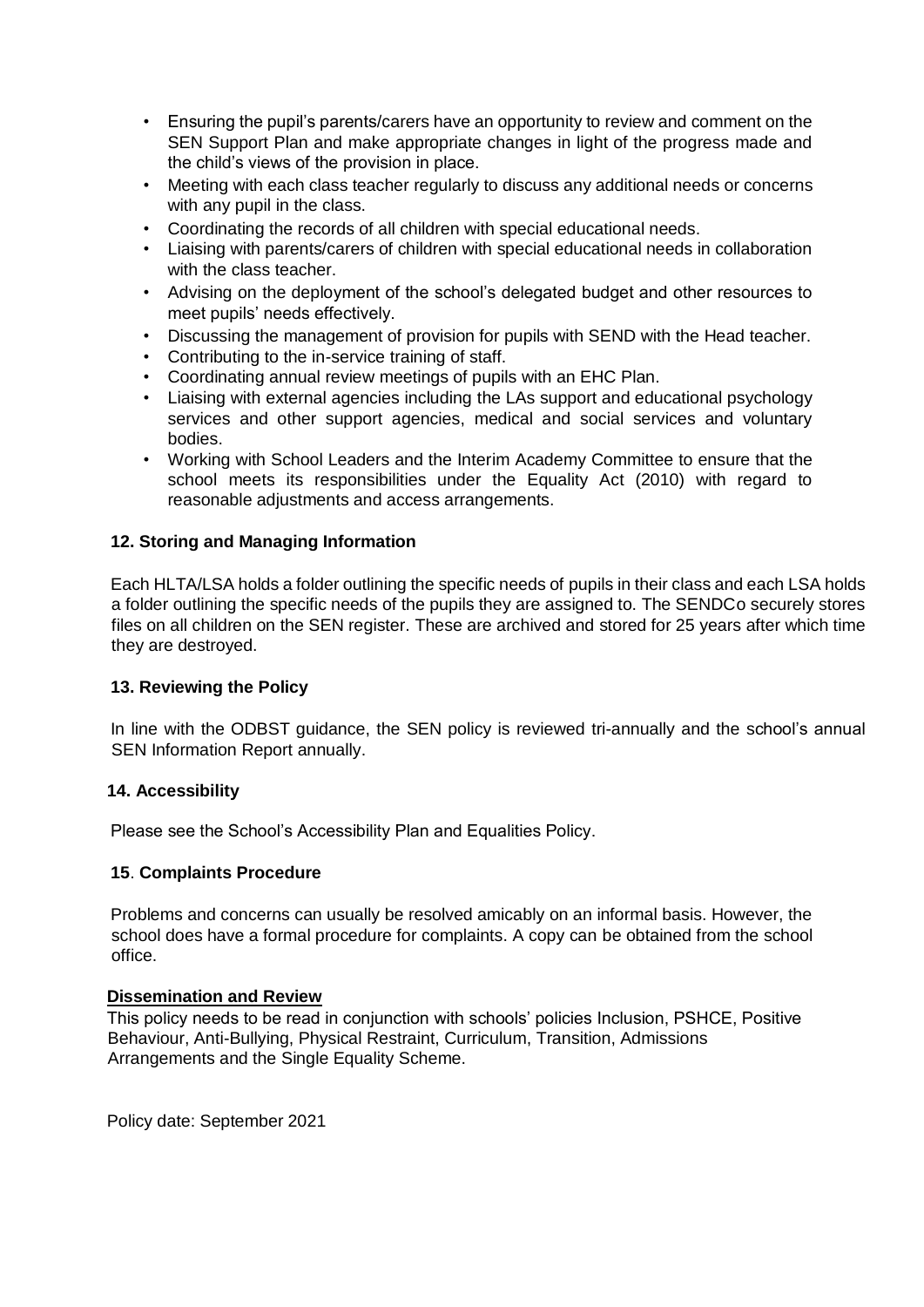- Ensuring the pupil's parents/carers have an opportunity to review and comment on the SEN Support Plan and make appropriate changes in light of the progress made and the child's views of the provision in place.
- Meeting with each class teacher regularly to discuss any additional needs or concerns with any pupil in the class.
- Coordinating the records of all children with special educational needs.
- Liaising with parents/carers of children with special educational needs in collaboration with the class teacher.
- Advising on the deployment of the school's delegated budget and other resources to meet pupils' needs effectively.
- Discussing the management of provision for pupils with SEND with the Head teacher.
- Contributing to the in-service training of staff.
- Coordinating annual review meetings of pupils with an EHC Plan.
- Liaising with external agencies including the LAs support and educational psychology services and other support agencies, medical and social services and voluntary bodies.
- Working with School Leaders and the Interim Academy Committee to ensure that the school meets its responsibilities under the Equality Act (2010) with regard to reasonable adjustments and access arrangements.

### 12. Storing and Managing Information

Each HLTA/LSA holds a folder outlining the specific needs of pupils in their class and each LSA holds a folder outlining the specific needs of the pupils they are assigned to. The SENDCo securely stores files on all children on the SEN register. These are archived and stored for 25 years after which time they are destroyed.

### 13. Reviewing the Policy

In line with the ODBST guidance, the SEN policy is reviewed tri-annually and the school's annual SEN Information Report annually.

### 14. Accessibility

Please see the School's Accessibility Plan and Equalities Policy.

### 15. Complaints Procedure

Problems and concerns can usually be resolved amicably on an informal basis. However, the school does have a formal procedure for complaints. A copy can be obtained from the school office.

**Dissemination and Review**

This policy needs to be read in conjunction with schools' policies Inclusion, PSHCE, Positive Behaviour, Anti-Bullying, Physical Restraint, Curriculum, Transition, Admissions Arrangements and the Single Equality Scheme.

Policy date: September 2021